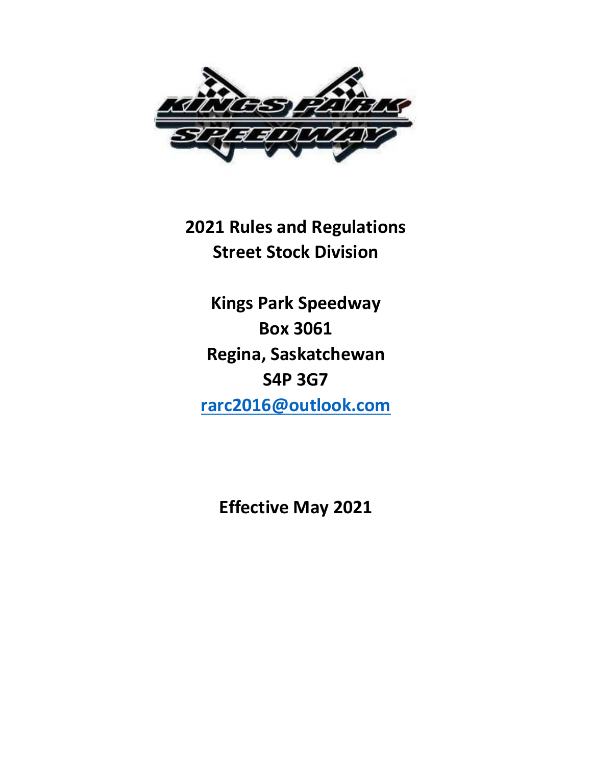# 2021 Rules and Regulations
# Street Stock Division

**Kings Park Speedway**
**Box 3061**
**Regina, Saskatchewan**
**S4P 3G7**
**rarc2016@outlook.com**

**Effective May 2021**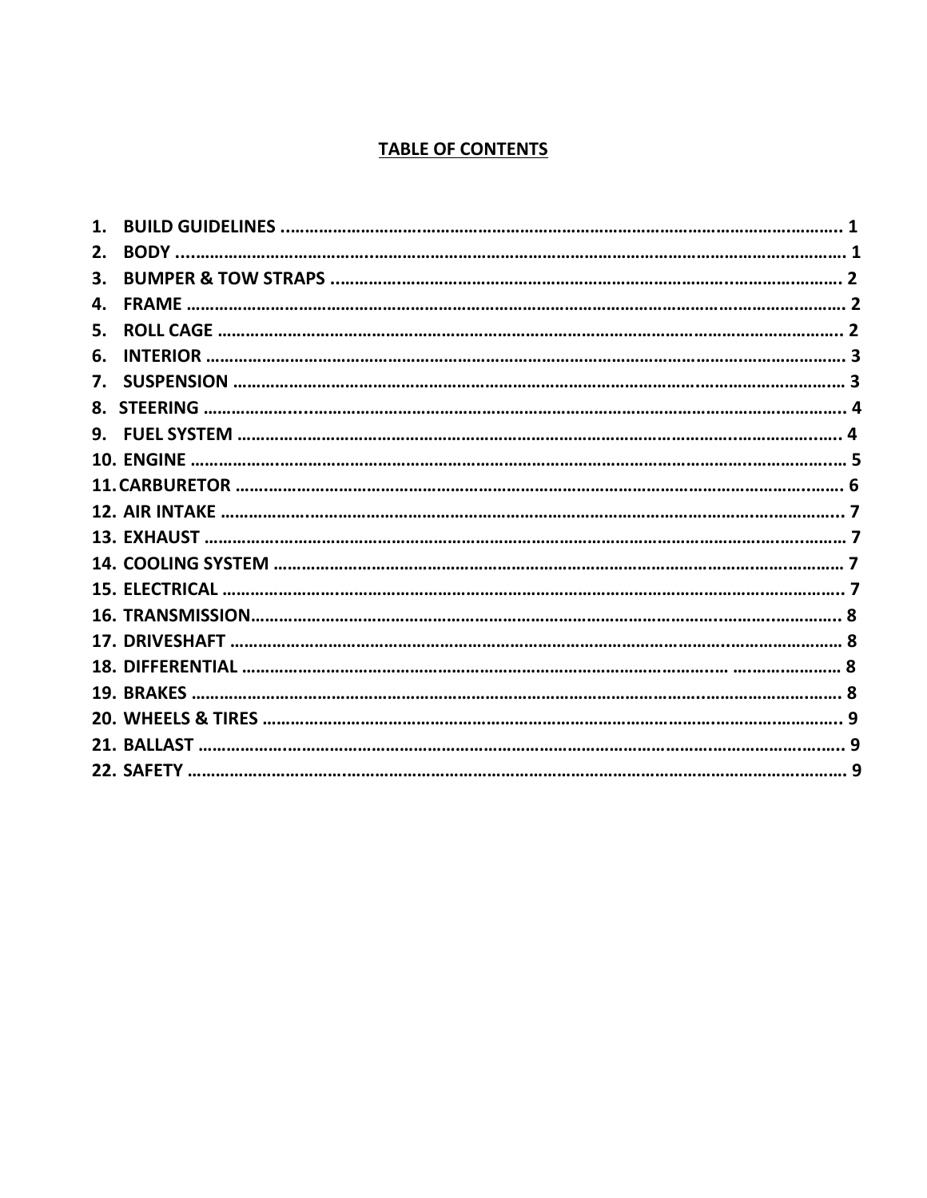# TABLE OF CONTENTS

1. BUILD GUIDELINES ........................................................................ 1
2. BODY ........................................................................ 1
3. BUMPER & TOW STRAPS ........................................................................ 2
4. FRAME ........................................................................ 2
5. ROLL CAGE ........................................................................ 2
6. INTERIOR ........................................................................ 3
7. SUSPENSION ........................................................................ 3
8. STEERING ........................................................................ 4
9. FUEL SYSTEM ........................................................................ 4
10. ENGINE ........................................................................ 5
11. CARBURETOR ........................................................................ 6
12. AIR INTAKE ........................................................................ 7
13. EXHAUST ........................................................................ 7
14. COOLING SYSTEM ........................................................................ 7
15. ELECTRICAL ........................................................................ 7
16. TRANSMISSION........................................................................ 8
17. DRIVESHAFT ........................................................................ 8
18. DIFFERENTIAL ........................................................................ 8
19. BRAKES ........................................................................ 8
20. WHEELS & TIRES ........................................................................ 9
21. BALLAST ........................................................................ 9
22. SAFETY ........................................................................ 9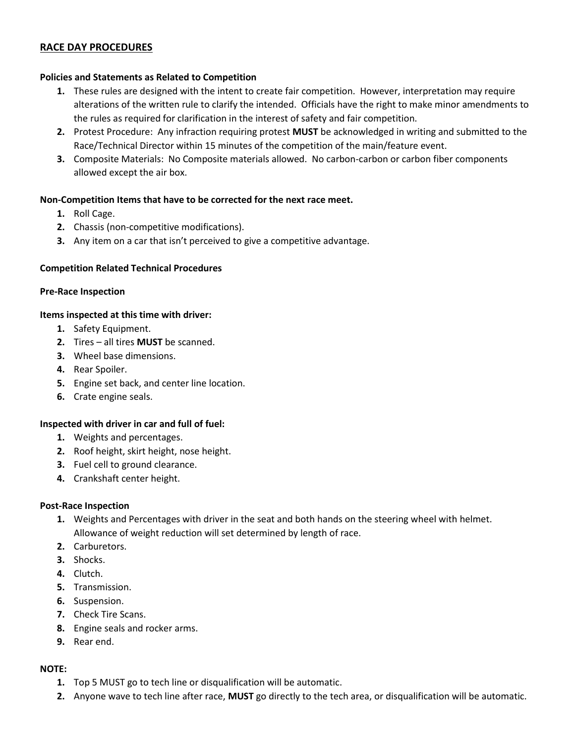## RACE DAY PROCEDURES

**Policies and Statements as Related to Competition**

1. These rules are designed with the intent to create fair competition. However, interpretation may require alterations of the written rule to clarify the intended. Officials have the right to make minor amendments to the rules as required for clarification in the interest of safety and fair competition.
2. Protest Procedure: Any infraction requiring protest **MUST** be acknowledged in writing and submitted to the Race/Technical Director within 15 minutes of the competition of the main/feature event.
3. Composite Materials: No Composite materials allowed. No carbon-carbon or carbon fiber components allowed except the air box.

**Non-Competition Items that have to be corrected for the next race meet.**

1. Roll Cage.
2. Chassis (non-competitive modifications).
3. Any item on a car that isn't perceived to give a competitive advantage.

**Competition Related Technical Procedures**

**Pre-Race Inspection**

**Items inspected at this time with driver:**

1. Safety Equipment.
2. Tires – all tires **MUST** be scanned.
3. Wheel base dimensions.
4. Rear Spoiler.
5. Engine set back, and center line location.
6. Crate engine seals.

**Inspected with driver in car and full of fuel:**

1. Weights and percentages.
2. Roof height, skirt height, nose height.
3. Fuel cell to ground clearance.
4. Crankshaft center height.

**Post-Race Inspection**

1. Weights and Percentages with driver in the seat and both hands on the steering wheel with helmet. Allowance of weight reduction will set determined by length of race.
2. Carburetors.
3. Shocks.
4. Clutch.
5. Transmission.
6. Suspension.
7. Check Tire Scans.
8. Engine seals and rocker arms.
9. Rear end.

**NOTE:**

1. Top 5 MUST go to tech line or disqualification will be automatic.
2. Anyone wave to tech line after race, **MUST** go directly to the tech area, or disqualification will be automatic.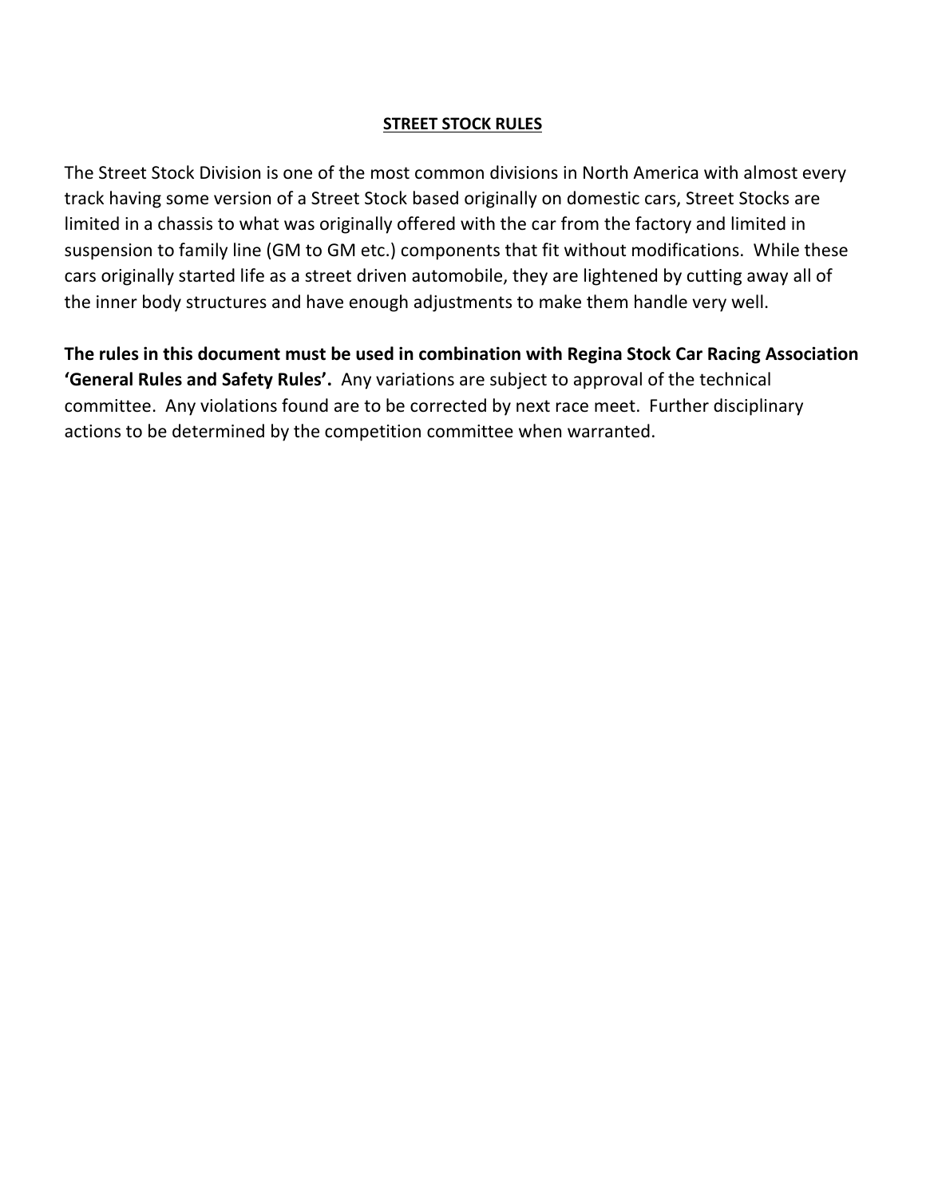# **STREET STOCK RULES**

The Street Stock Division is one of the most common divisions in North America with almost every track having some version of a Street Stock based originally on domestic cars, Street Stocks are limited in a chassis to what was originally offered with the car from the factory and limited in suspension to family line (GM to GM etc.) components that fit without modifications. While these cars originally started life as a street driven automobile, they are lightened by cutting away all of the inner body structures and have enough adjustments to make them handle very well.

**The rules in this document must be used in combination with Regina Stock Car Racing Association 'General Rules and Safety Rules'.** Any variations are subject to approval of the technical committee. Any violations found are to be corrected by next race meet. Further disciplinary actions to be determined by the competition committee when warranted.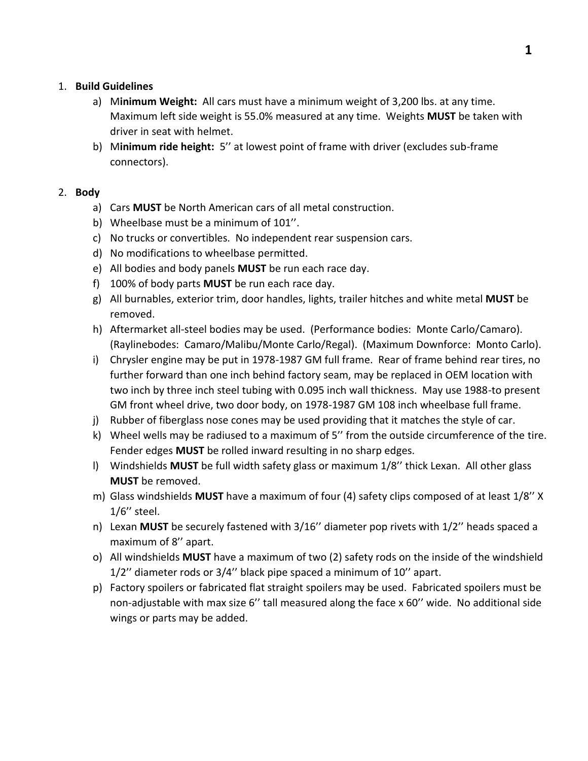1. **Build Guidelines**
    a) M**inimum Weight:** All cars must have a minimum weight of 3,200 lbs. at any time. Maximum left side weight is 55.0% measured at any time. Weights **MUST** be taken with driver in seat with helmet.
    b) M**inimum ride height:** 5'' at lowest point of frame with driver (excludes sub-frame connectors).

2. **Body**
    a) Cars **MUST** be North American cars of all metal construction.
    b) Wheelbase must be a minimum of 101''.
    c) No trucks or convertibles. No independent rear suspension cars.
    d) No modifications to wheelbase permitted.
    e) All bodies and body panels **MUST** be run each race day.
    f) 100% of body parts **MUST** be run each race day.
    g) All burnables, exterior trim, door handles, lights, trailer hitches and white metal **MUST** be removed.
    h) Aftermarket all-steel bodies may be used. (Performance bodies: Monte Carlo/Camaro). (Raylinebodes: Camaro/Malibu/Monte Carlo/Regal). (Maximum Downforce: Monto Carlo).
    i) Chrysler engine may be put in 1978-1987 GM full frame. Rear of frame behind rear tires, no further forward than one inch behind factory seam, may be replaced in OEM location with two inch by three inch steel tubing with 0.095 inch wall thickness. May use 1988-to present GM front wheel drive, two door body, on 1978-1987 GM 108 inch wheelbase full frame.
    j) Rubber of fiberglass nose cones may be used providing that it matches the style of car.
    k) Wheel wells may be radiused to a maximum of 5'' from the outside circumference of the tire. Fender edges **MUST** be rolled inward resulting in no sharp edges.
    l) Windshields **MUST** be full width safety glass or maximum 1/8'' thick Lexan. All other glass **MUST** be removed.
    m) Glass windshields **MUST** have a maximum of four (4) safety clips composed of at least 1/8'' X 1/6'' steel.
    n) Lexan **MUST** be securely fastened with 3/16'' diameter pop rivets with 1/2'' heads spaced a maximum of 8'' apart.
    o) All windshields **MUST** have a maximum of two (2) safety rods on the inside of the windshield 1/2'' diameter rods or 3/4'' black pipe spaced a minimum of 10'' apart.
    p) Factory spoilers or fabricated flat straight spoilers may be used. Fabricated spoilers must be non-adjustable with max size 6'' tall measured along the face x 60'' wide. No additional side wings or parts may be added.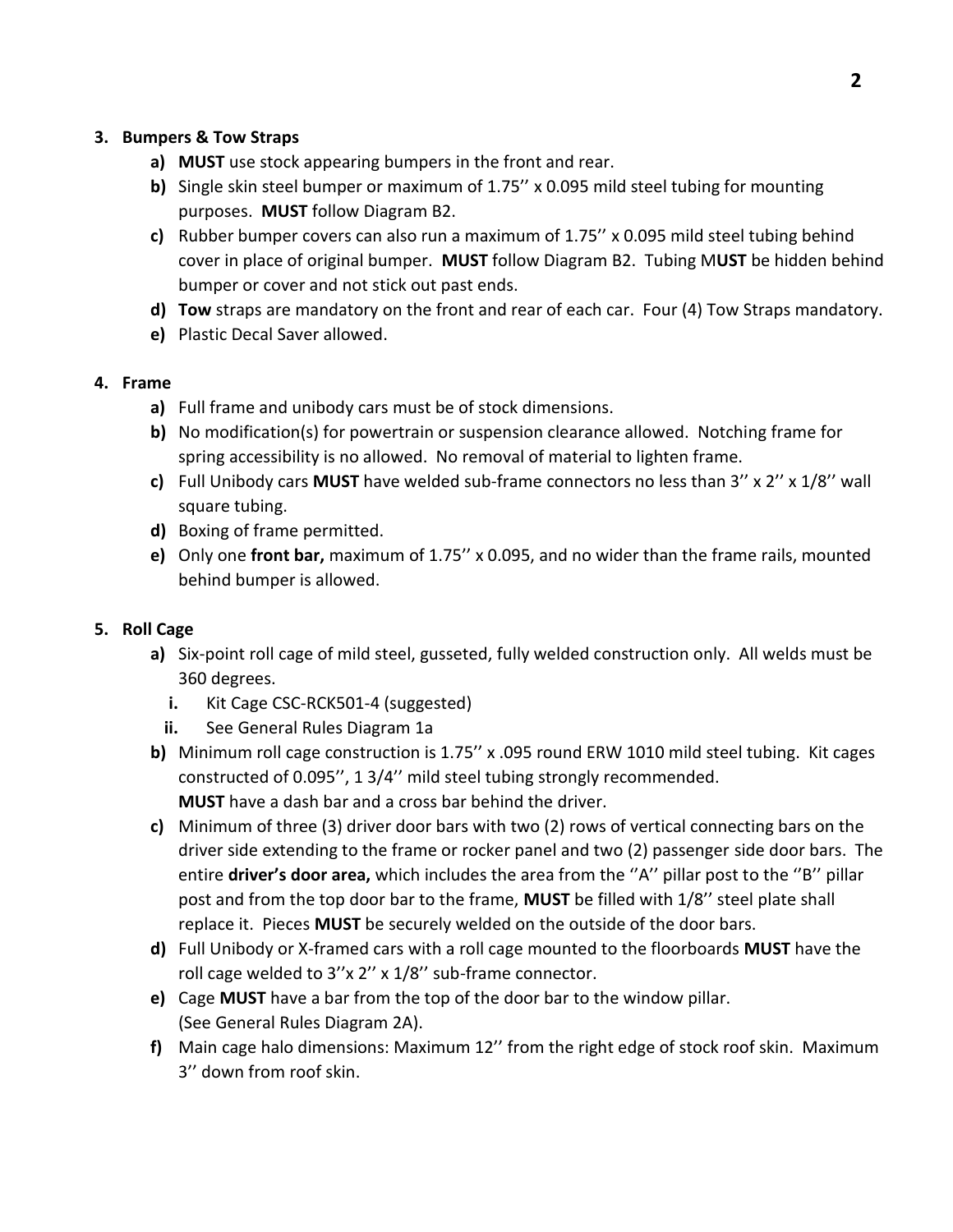3. **Bumpers & Tow Straps**
   a) **MUST** use stock appearing bumpers in the front and rear.
   b) Single skin steel bumper or maximum of 1.75'' x 0.095 mild steel tubing for mounting purposes. **MUST** follow Diagram B2.
   c) Rubber bumper covers can also run a maximum of 1.75'' x 0.095 mild steel tubing behind cover in place of original bumper. **MUST** follow Diagram B2. Tubing M**UST** be hidden behind bumper or cover and not stick out past ends.
   d) **Tow** straps are mandatory on the front and rear of each car. Four (4) Tow Straps mandatory.
   e) Plastic Decal Saver allowed.

4. **Frame**
   a) Full frame and unibody cars must be of stock dimensions.
   b) No modification(s) for powertrain or suspension clearance allowed. Notching frame for spring accessibility is no allowed. No removal of material to lighten frame.
   c) Full Unibody cars **MUST** have welded sub-frame connectors no less than 3'' x 2'' x 1/8'' wall square tubing.
   d) Boxing of frame permitted.
   e) Only one **front bar,** maximum of 1.75'' x 0.095, and no wider than the frame rails, mounted behind bumper is allowed.

5. **Roll Cage**
   a) Six-point roll cage of mild steel, gusseted, fully welded construction only. All welds must be 360 degrees.
      i. Kit Cage CSC-RCK501-4 (suggested)
      ii. See General Rules Diagram 1a
   b) Minimum roll cage construction is 1.75'' x .095 round ERW 1010 mild steel tubing. Kit cages constructed of 0.095'', 1 3/4'' mild steel tubing strongly recommended.
      **MUST** have a dash bar and a cross bar behind the driver.
   c) Minimum of three (3) driver door bars with two (2) rows of vertical connecting bars on the driver side extending to the frame or rocker panel and two (2) passenger side door bars. The entire **driver's door area,** which includes the area from the ''A'' pillar post to the ''B'' pillar post and from the top door bar to the frame, **MUST** be filled with 1/8'' steel plate shall replace it. Pieces **MUST** be securely welded on the outside of the door bars.
   d) Full Unibody or X-framed cars with a roll cage mounted to the floorboards **MUST** have the roll cage welded to 3''x 2'' x 1/8'' sub-frame connector.
   e) Cage **MUST** have a bar from the top of the door bar to the window pillar.
      (See General Rules Diagram 2A).
   f) Main cage halo dimensions: Maximum 12'' from the right edge of stock roof skin. Maximum 3'' down from roof skin.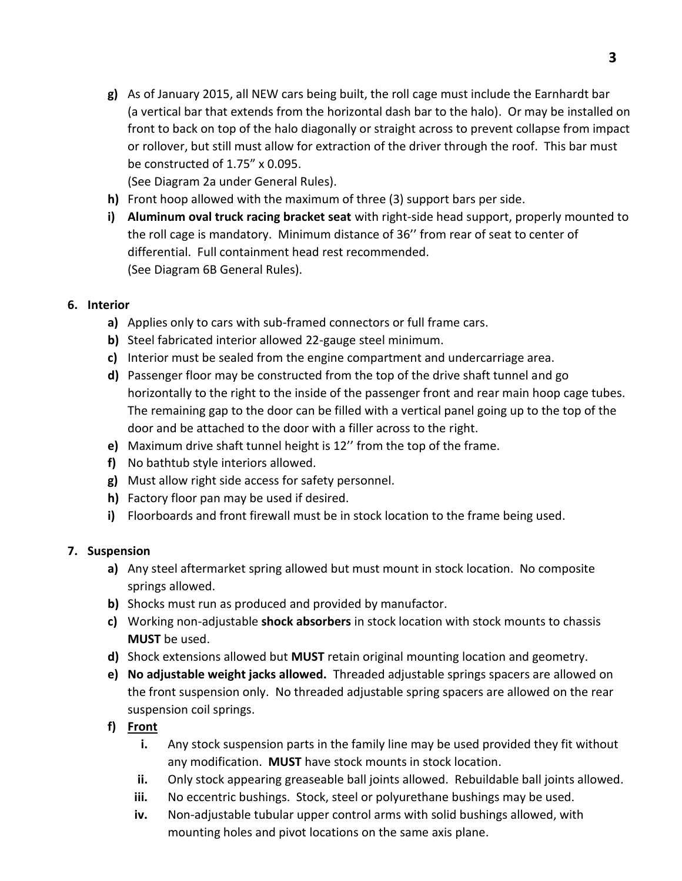g) As of January 2015, all NEW cars being built, the roll cage must include the Earnhardt bar (a vertical bar that extends from the horizontal dash bar to the halo). Or may be installed on front to back on top of the halo diagonally or straight across to prevent collapse from impact or rollover, but still must allow for extraction of the driver through the roof. This bar must be constructed of 1.75" x 0.095.
(See Diagram 2a under General Rules).

h) Front hoop allowed with the maximum of three (3) support bars per side.

i) **Aluminum oval truck racing bracket seat** with right-side head support, properly mounted to the roll cage is mandatory. Minimum distance of 36'' from rear of seat to center of differential. Full containment head rest recommended.
(See Diagram 6B General Rules).

**6. Interior**

a) Applies only to cars with sub-framed connectors or full frame cars.

b) Steel fabricated interior allowed 22-gauge steel minimum.

c) Interior must be sealed from the engine compartment and undercarriage area.

d) Passenger floor may be constructed from the top of the drive shaft tunnel and go horizontally to the right to the inside of the passenger front and rear main hoop cage tubes. The remaining gap to the door can be filled with a vertical panel going up to the top of the door and be attached to the door with a filler across to the right.

e) Maximum drive shaft tunnel height is 12'' from the top of the frame.

f) No bathtub style interiors allowed.

g) Must allow right side access for safety personnel.

h) Factory floor pan may be used if desired.

i) Floorboards and front firewall must be in stock location to the frame being used.

**7. Suspension**

a) Any steel aftermarket spring allowed but must mount in stock location. No composite springs allowed.

b) Shocks must run as produced and provided by manufactor.

c) Working non-adjustable **shock absorbers** in stock location with stock mounts to chassis **MUST** be used.

d) Shock extensions allowed but **MUST** retain original mounting location and geometry.

e) **No adjustable weight jacks allowed.** Threaded adjustable springs spacers are allowed on the front suspension only. No threaded adjustable spring spacers are allowed on the rear suspension coil springs.

f) **Front**

i. Any stock suspension parts in the family line may be used provided they fit without any modification. **MUST** have stock mounts in stock location.

ii. Only stock appearing greaseable ball joints allowed. Rebuildable ball joints allowed.

iii. No eccentric bushings. Stock, steel or polyurethane bushings may be used.

iv. Non-adjustable tubular upper control arms with solid bushings allowed, with mounting holes and pivot locations on the same axis plane.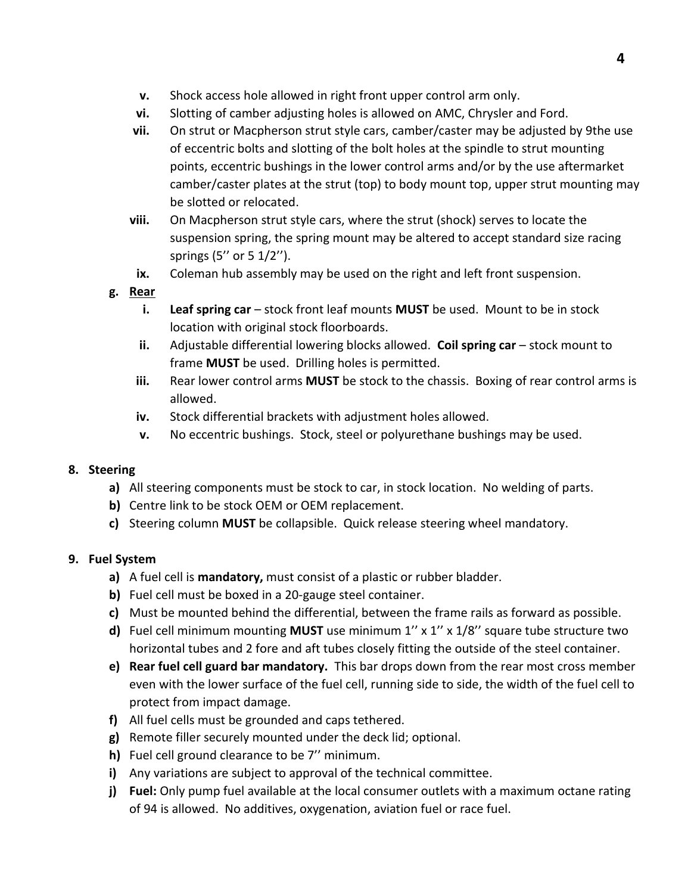v. Shock access hole allowed in right front upper control arm only.

vi. Slotting of camber adjusting holes is allowed on AMC, Chrysler and Ford.

vii. On strut or Macpherson strut style cars, camber/caster may be adjusted by 9the use of eccentric bolts and slotting of the bolt holes at the spindle to strut mounting points, eccentric bushings in the lower control arms and/or by the use aftermarket camber/caster plates at the strut (top) to body mount top, upper strut mounting may be slotted or relocated.

viii. On Macpherson strut style cars, where the strut (shock) serves to locate the suspension spring, the spring mount may be altered to accept standard size racing springs (5'' or 5 1/2'').

ix. Coleman hub assembly may be used on the right and left front suspension.

**g. <u>Rear</u>**

i. **Leaf spring car** – stock front leaf mounts **MUST** be used. Mount to be in stock location with original stock floorboards.

ii. Adjustable differential lowering blocks allowed. **Coil spring car** – stock mount to frame **MUST** be used. Drilling holes is permitted.

iii. Rear lower control arms **MUST** be stock to the chassis. Boxing of rear control arms is allowed.

iv. Stock differential brackets with adjustment holes allowed.

v. No eccentric bushings. Stock, steel or polyurethane bushings may be used.

## 8. Steering

**a)** All steering components must be stock to car, in stock location. No welding of parts.

**b)** Centre link to be stock OEM or OEM replacement.

**c)** Steering column **MUST** be collapsible. Quick release steering wheel mandatory.

## 9. Fuel System

**a)** A fuel cell is **mandatory,** must consist of a plastic or rubber bladder.

**b)** Fuel cell must be boxed in a 20-gauge steel container.

**c)** Must be mounted behind the differential, between the frame rails as forward as possible.

**d)** Fuel cell minimum mounting **MUST** use minimum 1'' x 1'' x 1/8'' square tube structure two horizontal tubes and 2 fore and aft tubes closely fitting the outside of the steel container.

**e)** **Rear fuel cell guard bar mandatory.** This bar drops down from the rear most cross member even with the lower surface of the fuel cell, running side to side, the width of the fuel cell to protect from impact damage.

**f)** All fuel cells must be grounded and caps tethered.

**g)** Remote filler securely mounted under the deck lid; optional.

**h)** Fuel cell ground clearance to be 7'' minimum.

**i)** Any variations are subject to approval of the technical committee.

**j)** **Fuel:** Only pump fuel available at the local consumer outlets with a maximum octane rating of 94 is allowed. No additives, oxygenation, aviation fuel or race fuel.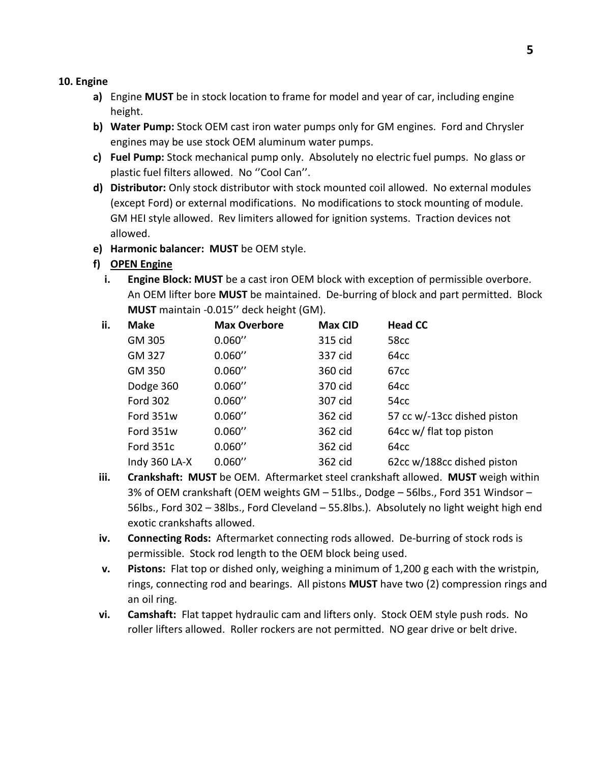## 10. Engine

- **a)** Engine **MUST** be in stock location to frame for model and year of car, including engine height.
- **b)** **Water Pump:** Stock OEM cast iron water pumps only for GM engines. Ford and Chrysler engines may be use stock OEM aluminum water pumps.
- **c)** **Fuel Pump:** Stock mechanical pump only. Absolutely no electric fuel pumps. No glass or plastic fuel filters allowed. No ''Cool Can''.
- **d)** **Distributor:** Only stock distributor with stock mounted coil allowed. No external modules (except Ford) or external modifications. No modifications to stock mounting of module. GM HEI style allowed. Rev limiters allowed for ignition systems. Traction devices not allowed.
- **e)** **Harmonic balancer: MUST** be OEM style.
- **f)** **OPEN Engine**
  - **i.** **Engine Block: MUST** be a cast iron OEM block with exception of permissible overbore. An OEM lifter bore **MUST** be maintained. De-burring of block and part permitted. Block **MUST** maintain -0.015'' deck height (GM).
  - **ii.**

| Make | Max Overbore | Max CID | Head CC |
|---|---|---|---|
| GM 305 | 0.060'' | 315 cid | 58cc |
| GM 327 | 0.060'' | 337 cid | 64cc |
| GM 350 | 0.060'' | 360 cid | 67cc |
| Dodge 360 | 0.060'' | 370 cid | 64cc |
| Ford 302 | 0.060'' | 307 cid | 54cc |
| Ford 351w | 0.060'' | 362 cid | 57 cc w/-13cc dished piston |
| Ford 351w | 0.060'' | 362 cid | 64cc w/ flat top piston |
| Ford 351c | 0.060'' | 362 cid | 64cc |
| Indy 360 LA-X | 0.060'' | 362 cid | 62cc w/188cc dished piston |

  - **iii.** **Crankshaft: MUST** be OEM. Aftermarket steel crankshaft allowed. **MUST** weigh within 3% of OEM crankshaft (OEM weights GM – 51lbs., Dodge – 56lbs., Ford 351 Windsor – 56lbs., Ford 302 – 38lbs., Ford Cleveland – 55.8lbs.). Absolutely no light weight high end exotic crankshafts allowed.
  - **iv.** **Connecting Rods:** Aftermarket connecting rods allowed. De-burring of stock rods is permissible. Stock rod length to the OEM block being used.
  - **v.** **Pistons:** Flat top or dished only, weighing a minimum of 1,200 g each with the wristpin, rings, connecting rod and bearings. All pistons **MUST** have two (2) compression rings and an oil ring.
  - **vi.** **Camshaft:** Flat tappet hydraulic cam and lifters only. Stock OEM style push rods. No roller lifters allowed. Roller rockers are not permitted. NO gear drive or belt drive.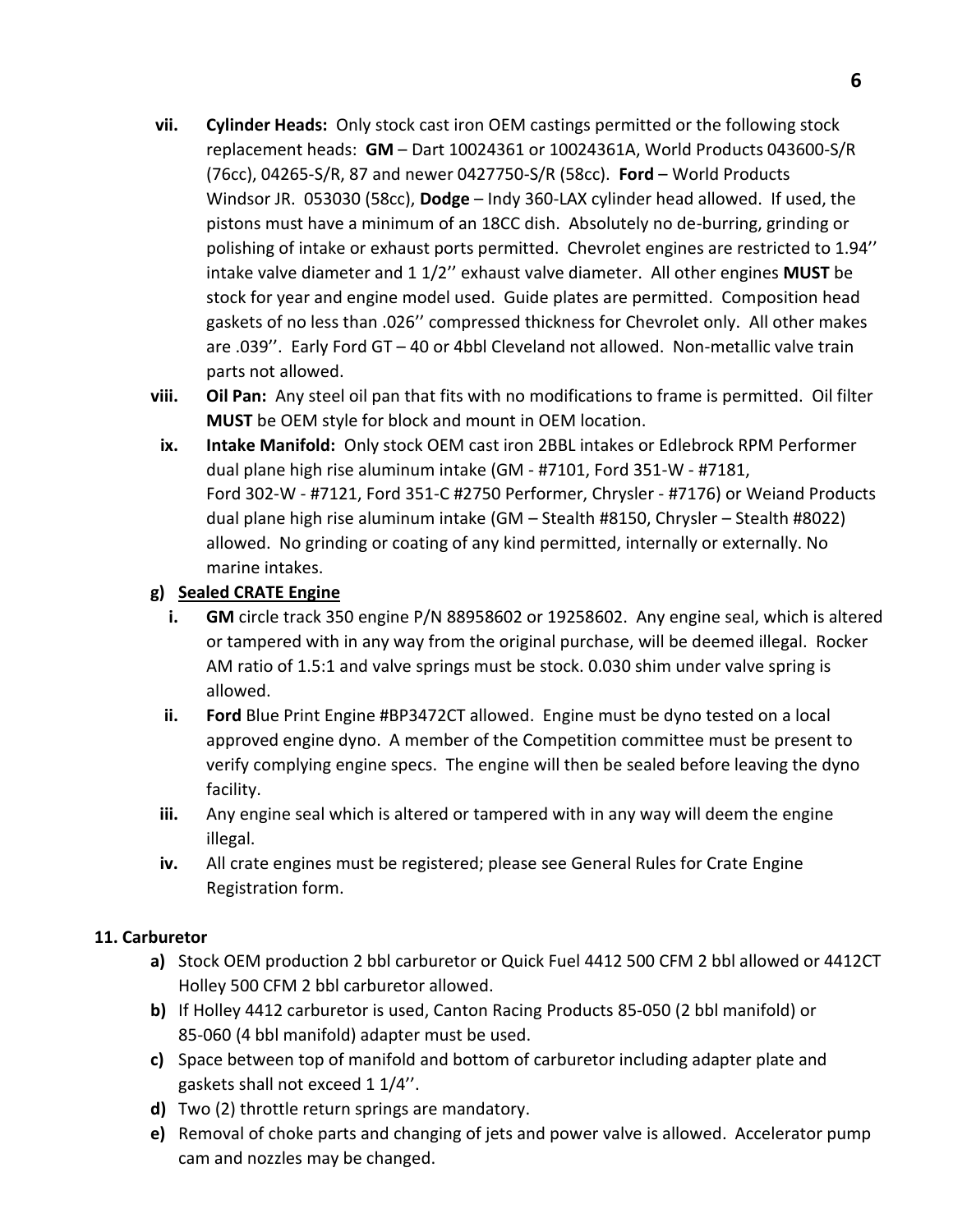vii. **Cylinder Heads:** Only stock cast iron OEM castings permitted or the following stock replacement heads: **GM** – Dart 10024361 or 10024361A, World Products 043600-S/R (76cc), 04265-S/R, 87 and newer 0427750-S/R (58cc). **Ford** – World Products Windsor JR. 053030 (58cc), **Dodge** – Indy 360-LAX cylinder head allowed. If used, the pistons must have a minimum of an 18CC dish. Absolutely no de-burring, grinding or polishing of intake or exhaust ports permitted. Chevrolet engines are restricted to 1.94'' intake valve diameter and 1 1/2'' exhaust valve diameter. All other engines **MUST** be stock for year and engine model used. Guide plates are permitted. Composition head gaskets of no less than .026'' compressed thickness for Chevrolet only. All other makes are .039''. Early Ford GT – 40 or 4bbl Cleveland not allowed. Non-metallic valve train parts not allowed.

viii. **Oil Pan:** Any steel oil pan that fits with no modifications to frame is permitted. Oil filter **MUST** be OEM style for block and mount in OEM location.

ix. **Intake Manifold:** Only stock OEM cast iron 2BBL intakes or Edlebrock RPM Performer dual plane high rise aluminum intake (GM - #7101, Ford 351-W - #7181, Ford 302-W - #7121, Ford 351-C #2750 Performer, Chrysler - #7176) or Weiand Products dual plane high rise aluminum intake (GM – Stealth #8150, Chrysler – Stealth #8022) allowed. No grinding or coating of any kind permitted, internally or externally. No marine intakes.

g) **Sealed CRATE Engine**

i. **GM** circle track 350 engine P/N 88958602 or 19258602. Any engine seal, which is altered or tampered with in any way from the original purchase, will be deemed illegal. Rocker AM ratio of 1.5:1 and valve springs must be stock. 0.030 shim under valve spring is allowed.

ii. **Ford** Blue Print Engine #BP3472CT allowed. Engine must be dyno tested on a local approved engine dyno. A member of the Competition committee must be present to verify complying engine specs. The engine will then be sealed before leaving the dyno facility.

iii. Any engine seal which is altered or tampered with in any way will deem the engine illegal.

iv. All crate engines must be registered; please see General Rules for Crate Engine Registration form.

**11. Carburetor**

a) Stock OEM production 2 bbl carburetor or Quick Fuel 4412 500 CFM 2 bbl allowed or 4412CT Holley 500 CFM 2 bbl carburetor allowed.

b) If Holley 4412 carburetor is used, Canton Racing Products 85-050 (2 bbl manifold) or 85-060 (4 bbl manifold) adapter must be used.

c) Space between top of manifold and bottom of carburetor including adapter plate and gaskets shall not exceed 1 1/4''.

d) Two (2) throttle return springs are mandatory.

e) Removal of choke parts and changing of jets and power valve is allowed. Accelerator pump cam and nozzles may be changed.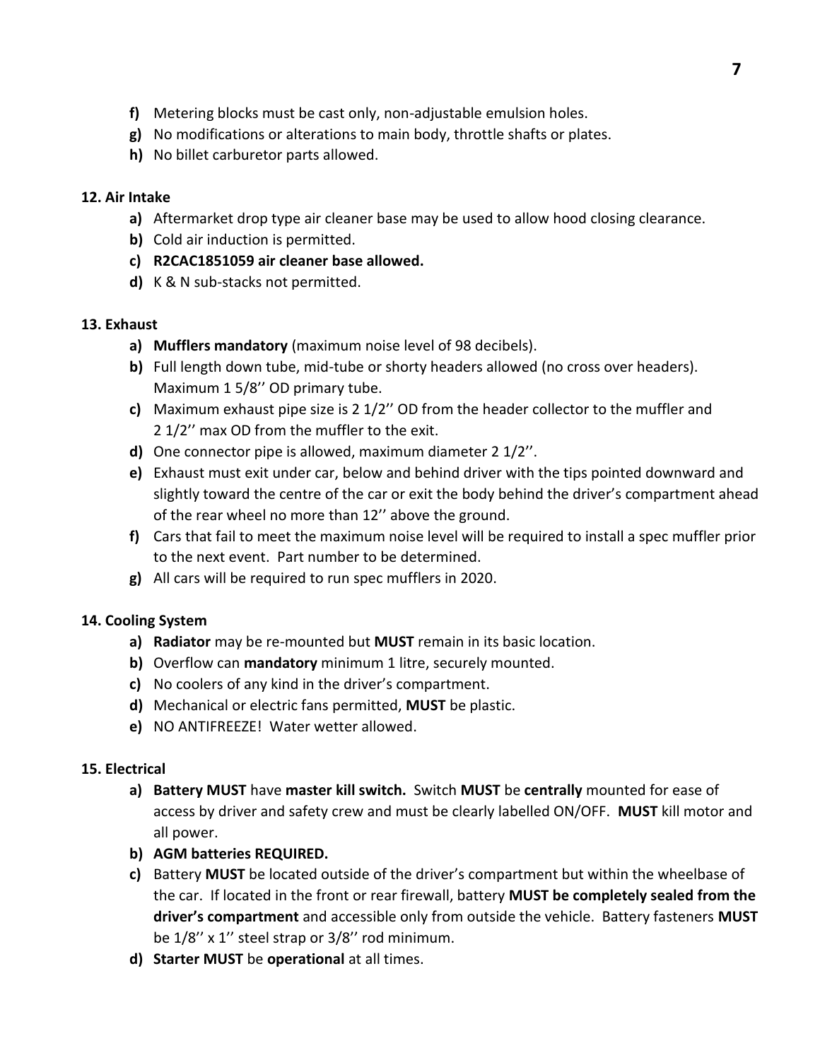**f)** Metering blocks must be cast only, non-adjustable emulsion holes.
**g)** No modifications or alterations to main body, throttle shafts or plates.
**h)** No billet carburetor parts allowed.

**12. Air Intake**

**a)** Aftermarket drop type air cleaner base may be used to allow hood closing clearance.
**b)** Cold air induction is permitted.
**c) R2CAC1851059 air cleaner base allowed.**
**d)** K & N sub-stacks not permitted.

**13. Exhaust**

**a) Mufflers mandatory** (maximum noise level of 98 decibels).
**b)** Full length down tube, mid-tube or shorty headers allowed (no cross over headers). Maximum 1 5/8'' OD primary tube.
**c)** Maximum exhaust pipe size is 2 1/2'' OD from the header collector to the muffler and 2 1/2'' max OD from the muffler to the exit.
**d)** One connector pipe is allowed, maximum diameter 2 1/2''.
**e)** Exhaust must exit under car, below and behind driver with the tips pointed downward and slightly toward the centre of the car or exit the body behind the driver's compartment ahead of the rear wheel no more than 12'' above the ground.
**f)** Cars that fail to meet the maximum noise level will be required to install a spec muffler prior to the next event. Part number to be determined.
**g)** All cars will be required to run spec mufflers in 2020.

**14. Cooling System**

**a) Radiator** may be re-mounted but **MUST** remain in its basic location.
**b)** Overflow can **mandatory** minimum 1 litre, securely mounted.
**c)** No coolers of any kind in the driver's compartment.
**d)** Mechanical or electric fans permitted, **MUST** be plastic.
**e)** NO ANTIFREEZE! Water wetter allowed.

**15. Electrical**

**a) Battery MUST** have **master kill switch.** Switch **MUST** be **centrally** mounted for ease of access by driver and safety crew and must be clearly labelled ON/OFF. **MUST** kill motor and all power.
**b) AGM batteries REQUIRED.**
**c)** Battery **MUST** be located outside of the driver's compartment but within the wheelbase of the car. If located in the front or rear firewall, battery **MUST be completely sealed from the driver's compartment** and accessible only from outside the vehicle. Battery fasteners **MUST** be 1/8'' x 1'' steel strap or 3/8'' rod minimum.
**d) Starter MUST** be **operational** at all times.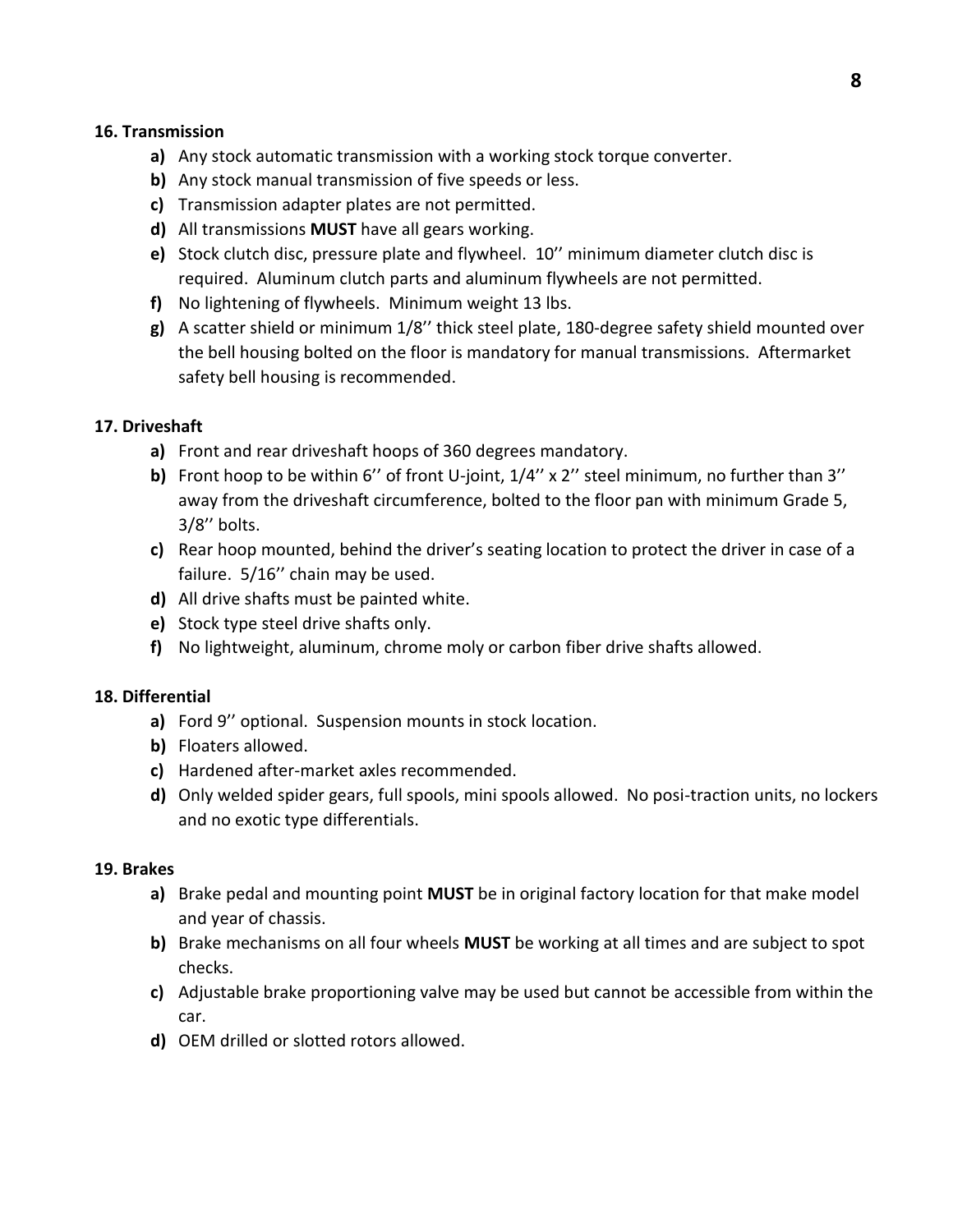**16. Transmission**

- **a)** Any stock automatic transmission with a working stock torque converter.
- **b)** Any stock manual transmission of five speeds or less.
- **c)** Transmission adapter plates are not permitted.
- **d)** All transmissions **MUST** have all gears working.
- **e)** Stock clutch disc, pressure plate and flywheel. 10'' minimum diameter clutch disc is required. Aluminum clutch parts and aluminum flywheels are not permitted.
- **f)** No lightening of flywheels. Minimum weight 13 lbs.
- **g)** A scatter shield or minimum 1/8'' thick steel plate, 180-degree safety shield mounted over the bell housing bolted on the floor is mandatory for manual transmissions. Aftermarket safety bell housing is recommended.

**17. Driveshaft**

- **a)** Front and rear driveshaft hoops of 360 degrees mandatory.
- **b)** Front hoop to be within 6'' of front U-joint, 1/4'' x 2'' steel minimum, no further than 3'' away from the driveshaft circumference, bolted to the floor pan with minimum Grade 5, 3/8'' bolts.
- **c)** Rear hoop mounted, behind the driver's seating location to protect the driver in case of a failure. 5/16'' chain may be used.
- **d)** All drive shafts must be painted white.
- **e)** Stock type steel drive shafts only.
- **f)** No lightweight, aluminum, chrome moly or carbon fiber drive shafts allowed.

**18. Differential**

- **a)** Ford 9'' optional. Suspension mounts in stock location.
- **b)** Floaters allowed.
- **c)** Hardened after-market axles recommended.
- **d)** Only welded spider gears, full spools, mini spools allowed. No posi-traction units, no lockers and no exotic type differentials.

**19. Brakes**

- **a)** Brake pedal and mounting point **MUST** be in original factory location for that make model and year of chassis.
- **b)** Brake mechanisms on all four wheels **MUST** be working at all times and are subject to spot checks.
- **c)** Adjustable brake proportioning valve may be used but cannot be accessible from within the car.
- **d)** OEM drilled or slotted rotors allowed.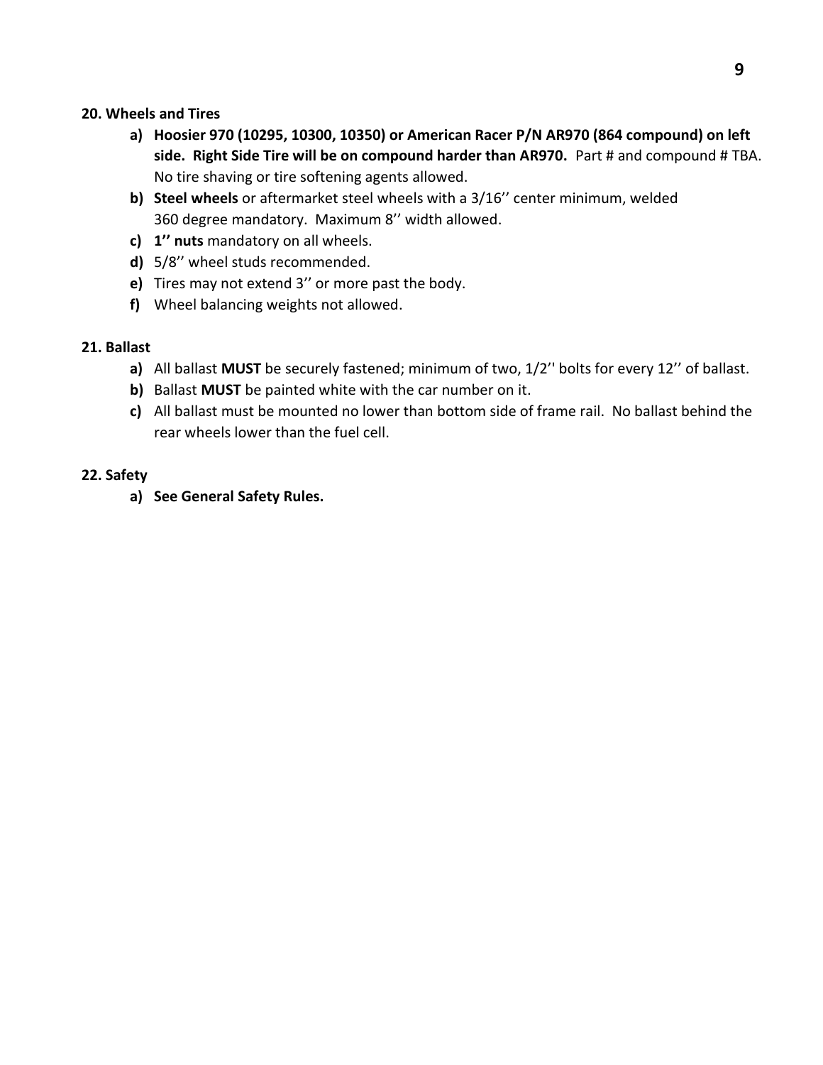**20. Wheels and Tires**

- **a) Hoosier 970 (10295, 10300, 10350) or American Racer P/N AR970 (864 compound) on left side. Right Side Tire will be on compound harder than AR970.** Part # and compound # TBA. No tire shaving or tire softening agents allowed.
- **b) Steel wheels** or aftermarket steel wheels with a 3/16'' center minimum, welded 360 degree mandatory. Maximum 8'' width allowed.
- **c) 1'' nuts** mandatory on all wheels.
- **d)** 5/8'' wheel studs recommended.
- **e)** Tires may not extend 3'' or more past the body.
- **f)** Wheel balancing weights not allowed.

**21. Ballast**

- **a)** All ballast **MUST** be securely fastened; minimum of two, 1/2'' bolts for every 12'' of ballast.
- **b)** Ballast **MUST** be painted white with the car number on it.
- **c)** All ballast must be mounted no lower than bottom side of frame rail. No ballast behind the rear wheels lower than the fuel cell.

**22. Safety**

- **a) See General Safety Rules.**